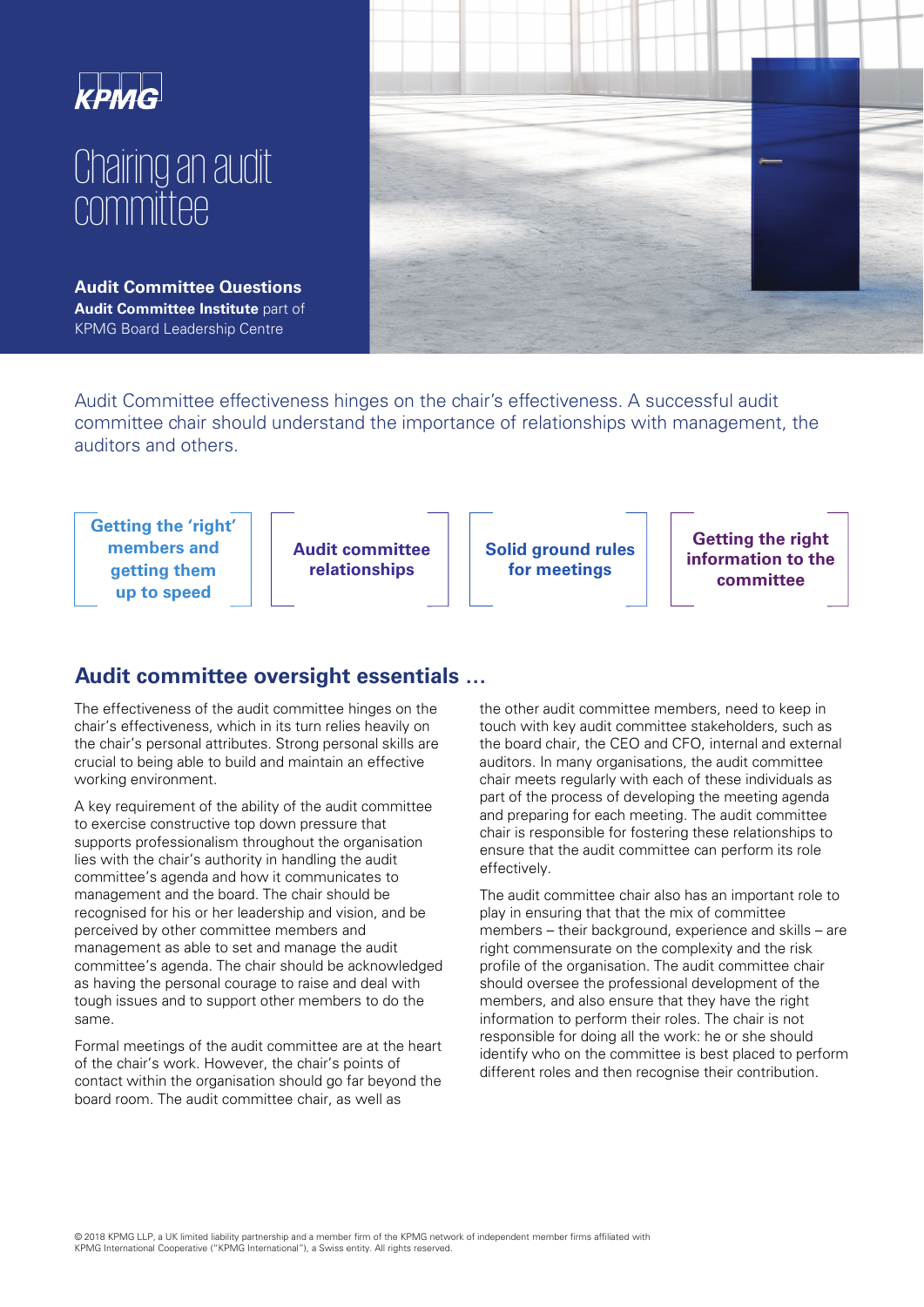KPMG

# Chairing an audit committee

**Audit Committee Questions**
**Audit Committee Institute** part of KPMG Board Leadership Centre

Audit Committee effectiveness hinges on the chair's effectiveness. A successful audit committee chair should understand the importance of relationships with management, the auditors and others.

- **Getting the 'right' members and getting them up to speed**
- **Audit committee relationships**
- **Solid ground rules for meetings**
- **Getting the right information to the committee**

## Audit committee oversight essentials …

The effectiveness of the audit committee hinges on the chair's effectiveness, which in its turn relies heavily on the chair's personal attributes. Strong personal skills are crucial to being able to build and maintain an effective working environment.

A key requirement of the ability of the audit committee to exercise constructive top down pressure that supports professionalism throughout the organisation lies with the chair's authority in handling the audit committee's agenda and how it communicates to management and the board. The chair should be recognised for his or her leadership and vision, and be perceived by other committee members and management as able to set and manage the audit committee's agenda. The chair should be acknowledged as having the personal courage to raise and deal with tough issues and to support other members to do the same.

Formal meetings of the audit committee are at the heart of the chair's work. However, the chair's points of contact within the organisation should go far beyond the board room. The audit committee chair, as well as the other audit committee members, need to keep in touch with key audit committee stakeholders, such as the board chair, the CEO and CFO, internal and external auditors. In many organisations, the audit committee chair meets regularly with each of these individuals as part of the process of developing the meeting agenda and preparing for each meeting. The audit committee chair is responsible for fostering these relationships to ensure that the audit committee can perform its role effectively.

The audit committee chair also has an important role to play in ensuring that that the mix of committee members – their background, experience and skills – are right commensurate on the complexity and the risk profile of the organisation. The audit committee chair should oversee the professional development of the members, and also ensure that they have the right information to perform their roles. The chair is not responsible for doing all the work: he or she should identify who on the committee is best placed to perform different roles and then recognise their contribution.

© 2018 KPMG LLP, a UK limited liability partnership and a member firm of the KPMG network of independent member firms affiliated with KPMG International Cooperative ("KPMG International"), a Swiss entity. All rights reserved.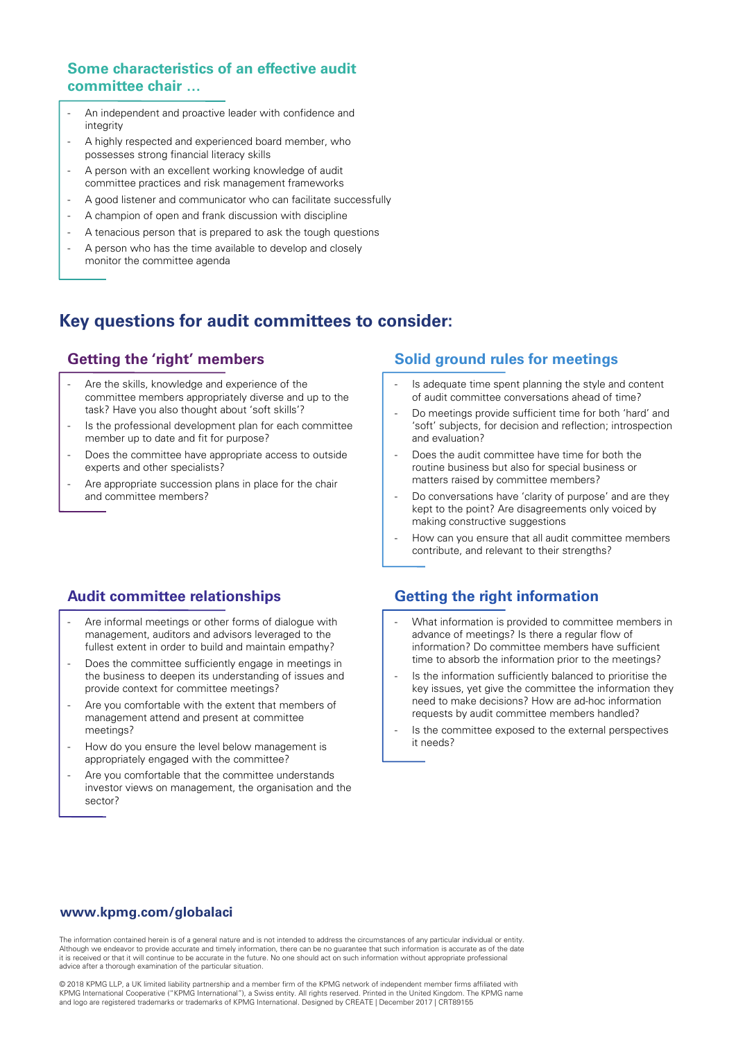## Some characteristics of an effective audit committee chair …

- An independent and proactive leader with confidence and integrity
- A highly respected and experienced board member, who possesses strong financial literacy skills
- A person with an excellent working knowledge of audit committee practices and risk management frameworks
- A good listener and communicator who can facilitate successfully
- A champion of open and frank discussion with discipline
- A tenacious person that is prepared to ask the tough questions
- A person who has the time available to develop and closely monitor the committee agenda

# Key questions for audit committees to consider:

## Getting the 'right' members

- Are the skills, knowledge and experience of the committee members appropriately diverse and up to the task? Have you also thought about 'soft skills'?
- Is the professional development plan for each committee member up to date and fit for purpose?
- Does the committee have appropriate access to outside experts and other specialists?
- Are appropriate succession plans in place for the chair and committee members?

## Solid ground rules for meetings

- Is adequate time spent planning the style and content of audit committee conversations ahead of time?
- Do meetings provide sufficient time for both 'hard' and 'soft' subjects, for decision and reflection; introspection and evaluation?
- Does the audit committee have time for both the routine business but also for special business or matters raised by committee members?
- Do conversations have 'clarity of purpose' and are they kept to the point? Are disagreements only voiced by making constructive suggestions
- How can you ensure that all audit committee members contribute, and relevant to their strengths?

## Audit committee relationships

- Are informal meetings or other forms of dialogue with management, auditors and advisors leveraged to the fullest extent in order to build and maintain empathy?
- Does the committee sufficiently engage in meetings in the business to deepen its understanding of issues and provide context for committee meetings?
- Are you comfortable with the extent that members of management attend and present at committee meetings?
- How do you ensure the level below management is appropriately engaged with the committee?
- Are you comfortable that the committee understands investor views on management, the organisation and the sector?

## Getting the right information

- What information is provided to committee members in advance of meetings? Is there a regular flow of information? Do committee members have sufficient time to absorb the information prior to the meetings?
- Is the information sufficiently balanced to prioritise the key issues, yet give the committee the information they need to make decisions? How are ad-hoc information requests by audit committee members handled?
- Is the committee exposed to the external perspectives it needs?

**www.kpmg.com/globalaci**

The information contained herein is of a general nature and is not intended to address the circumstances of any particular individual or entity. Although we endeavor to provide accurate and timely information, there can be no guarantee that such information is accurate as of the date it is received or that it will continue to be accurate in the future. No one should act on such information without appropriate professional advice after a thorough examination of the particular situation.

© 2018 KPMG LLP, a UK limited liability partnership and a member firm of the KPMG network of independent member firms affiliated with KPMG International Cooperative ("KPMG International"), a Swiss entity. All rights reserved. Printed in the United Kingdom. The KPMG name and logo are registered trademarks or trademarks of KPMG International. Designed by CREATE | December 2017 | CRT89155